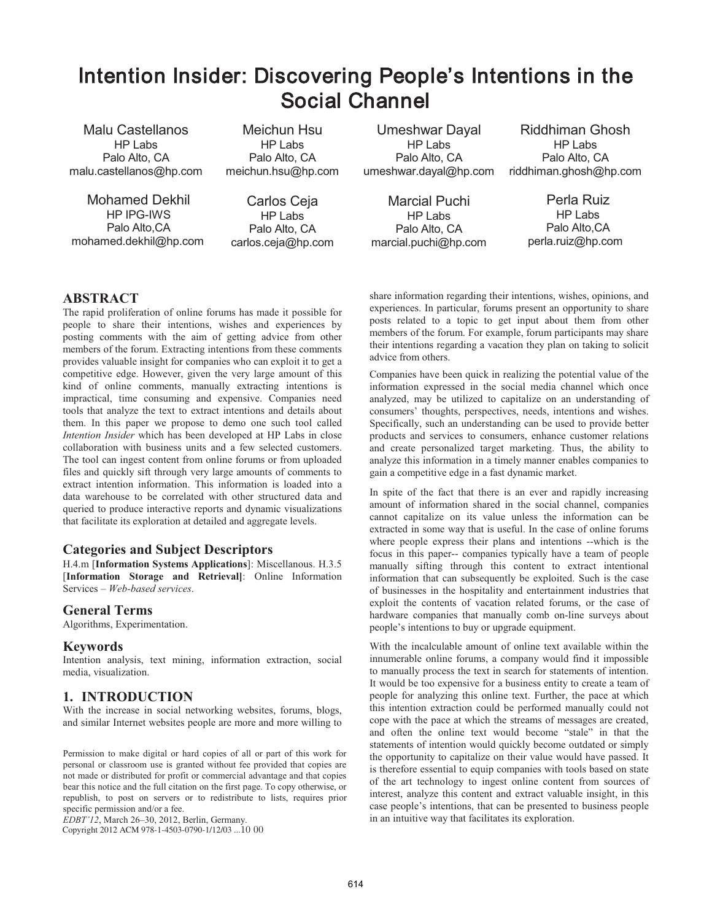# Intention Insider: Discovering People's Intentions in the Social Channel

Malu Castellanos
HP Labs
Palo Alto, CA
malu.castellanos@hp.com

Meichun Hsu
HP Labs
Palo Alto, CA
meichun.hsu@hp.com

Umeshwar Dayal
HP Labs
Palo Alto, CA
umeshwar.dayal@hp.com

Riddhiman Ghosh
HP Labs
Palo Alto, CA
riddhiman.ghosh@hp.com

Mohamed Dekhil
HP IPG-IWS
Palo Alto,CA
mohamed.dekhil@hp.com

Carlos Ceja
HP Labs
Palo Alto, CA
carlos.ceja@hp.com

Marcial Puchi
HP Labs
Palo Alto, CA
marcial.puchi@hp.com

Perla Ruiz
HP Labs
Palo Alto,CA
perla.ruiz@hp.com

## ABSTRACT

The rapid proliferation of online forums has made it possible for people to share their intentions, wishes and experiences by posting comments with the aim of getting advice from other members of the forum. Extracting intentions from these comments provides valuable insight for companies who can exploit it to get a competitive edge. However, given the very large amount of this kind of online comments, manually extracting intentions is impractical, time consuming and expensive. Companies need tools that analyze the text to extract intentions and details about them. In this paper we propose to demo one such tool called *Intention Insider* which has been developed at HP Labs in close collaboration with business units and a few selected customers. The tool can ingest content from online forums or from uploaded files and quickly sift through very large amounts of comments to extract intention information. This information is loaded into a data warehouse to be correlated with other structured data and queried to produce interactive reports and dynamic visualizations that facilitate its exploration at detailed and aggregate levels.

### Categories and Subject Descriptors

H.4.m [**Information Systems Applications**]: Miscellanous. H.3.5 [**Information Storage and Retrieval]**: Online Information Services – *Web-based services*.

### General Terms

Algorithms, Experimentation.

### Keywords

Intention analysis, text mining, information extraction, social media, visualization.

## 1. INTRODUCTION

With the increase in social networking websites, forums, blogs, and similar Internet websites people are more and more willing to share information regarding their intentions, wishes, opinions, and experiences. In particular, forums present an opportunity to share posts related to a topic to get input about them from other members of the forum. For example, forum participants may share their intentions regarding a vacation they plan on taking to solicit advice from others.

Companies have been quick in realizing the potential value of the information expressed in the social media channel which once analyzed, may be utilized to capitalize on an understanding of consumers' thoughts, perspectives, needs, intentions and wishes. Specifically, such an understanding can be used to provide better products and services to consumers, enhance customer relations and create personalized target marketing. Thus, the ability to analyze this information in a timely manner enables companies to gain a competitive edge in a fast dynamic market.

In spite of the fact that there is an ever and rapidly increasing amount of information shared in the social channel, companies cannot capitalize on its value unless the information can be extracted in some way that is useful. In the case of online forums where people express their plans and intentions --which is the focus in this paper-- companies typically have a team of people manually sifting through this content to extract intentional information that can subsequently be exploited. Such is the case of businesses in the hospitality and entertainment industries that exploit the contents of vacation related forums, or the case of hardware companies that manually comb on-line surveys about people's intentions to buy or upgrade equipment.

With the incalculable amount of online text available within the innumerable online forums, a company would find it impossible to manually process the text in search for statements of intention. It would be too expensive for a business entity to create a team of people for analyzing this online text. Further, the pace at which this intention extraction could be performed manually could not cope with the pace at which the streams of messages are created, and often the online text would become "stale" in that the statements of intention would quickly become outdated or simply the opportunity to capitalize on their value would have passed. It is therefore essential to equip companies with tools based on state of the art technology to ingest online content from sources of interest, analyze this content and extract valuable insight, in this case people's intentions, that can be presented to business people in an intuitive way that facilitates its exploration.

Permission to make digital or hard copies of all or part of this work for personal or classroom use is granted without fee provided that copies are not made or distributed for profit or commercial advantage and that copies bear this notice and the full citation on the first page. To copy otherwise, or republish, to post on servers or to redistribute to lists, requires prior specific permission and/or a fee.
*EDBT'12*, March 26–30, 2012, Berlin, Germany.
Copyright 2012 ACM 978-1-4503-0790-1/12/03 ...10 00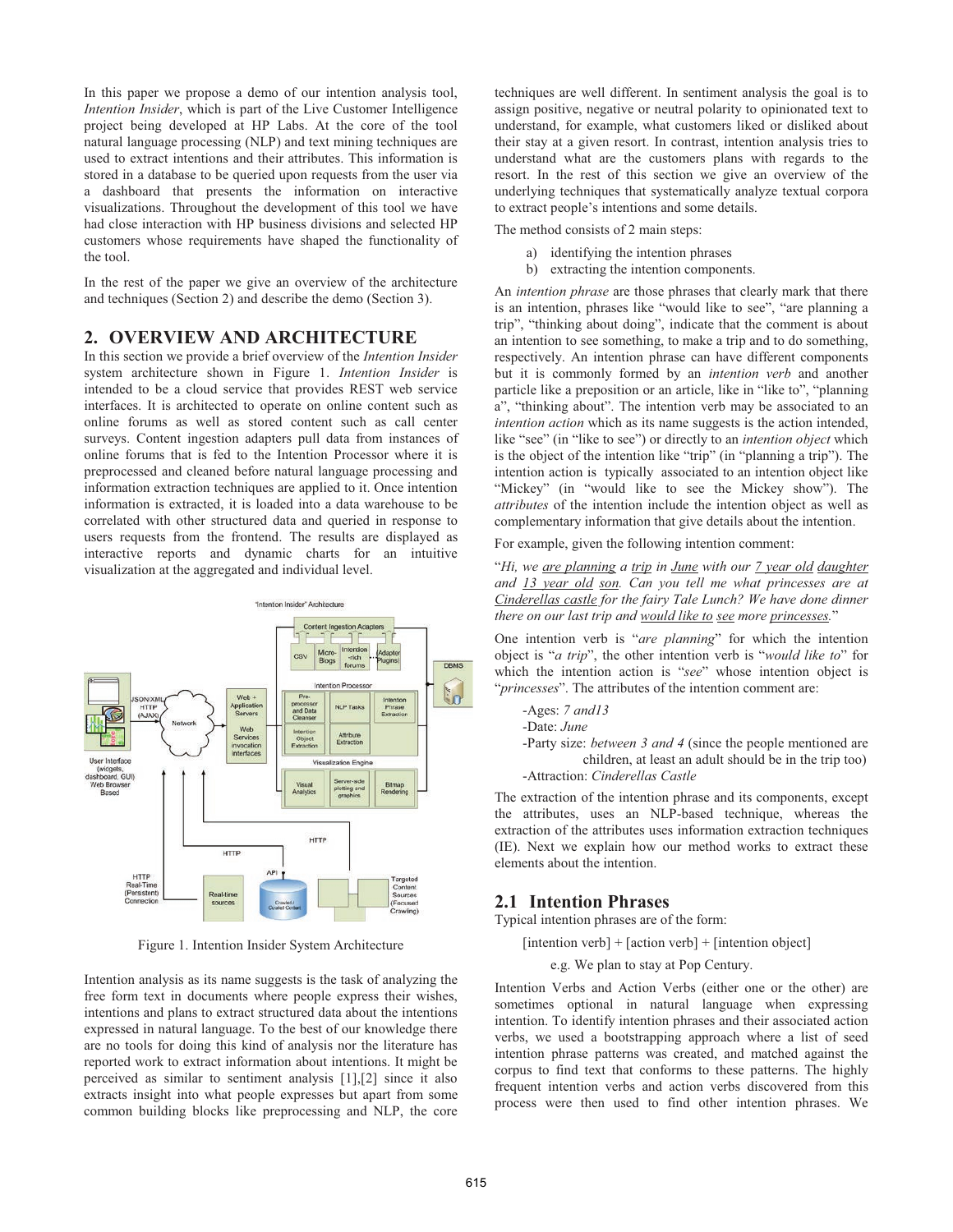In this paper we propose a demo of our intention analysis tool, *Intention Insider*, which is part of the Live Customer Intelligence project being developed at HP Labs. At the core of the tool natural language processing (NLP) and text mining techniques are used to extract intentions and their attributes. This information is stored in a database to be queried upon requests from the user via a dashboard that presents the information on interactive visualizations. Throughout the development of this tool we have had close interaction with HP business divisions and selected HP customers whose requirements have shaped the functionality of the tool.

In the rest of the paper we give an overview of the architecture and techniques (Section 2) and describe the demo (Section 3).

## 2. OVERVIEW AND ARCHITECTURE

In this section we provide a brief overview of the *Intention Insider* system architecture shown in Figure 1. *Intention Insider* is intended to be a cloud service that provides REST web service interfaces. It is architected to operate on online content such as online forums as well as stored content such as call center surveys. Content ingestion adapters pull data from instances of online forums that is fed to the Intention Processor where it is preprocessed and cleaned before natural language processing and information extraction techniques are applied to it. Once intention information is extracted, it is loaded into a data warehouse to be correlated with other structured data and queried in response to users requests from the frontend. The results are displayed as interactive reports and dynamic charts for an intuitive visualization at the aggregated and individual level.

Figure 1. Intention Insider System Architecture

Intention analysis as its name suggests is the task of analyzing the free form text in documents where people express their wishes, intentions and plans to extract structured data about the intentions expressed in natural language. To the best of our knowledge there are no tools for doing this kind of analysis nor the literature has reported work to extract information about intentions. It might be perceived as similar to sentiment analysis [1],[2] since it also extracts insight into what people expresses but apart from some common building blocks like preprocessing and NLP, the core techniques are well different. In sentiment analysis the goal is to assign positive, negative or neutral polarity to opinionated text to understand, for example, what customers liked or disliked about their stay at a given resort. In contrast, intention analysis tries to understand what are the customers plans with regards to the resort. In the rest of this section we give an overview of the underlying techniques that systematically analyze textual corpora to extract people's intentions and some details.

The method consists of 2 main steps:

a) identifying the intention phrases
b) extracting the intention components.

An *intention phrase* are those phrases that clearly mark that there is an intention, phrases like "would like to see", "are planning a trip", "thinking about doing", indicate that the comment is about an intention to see something, to make a trip and to do something, respectively. An intention phrase can have different components but it is commonly formed by an *intention verb* and another particle like a preposition or an article, like in "like to", "planning a", "thinking about". The intention verb may be associated to an *intention action* which as its name suggests is the action intended, like "see" (in "like to see") or directly to an *intention object* which is the object of the intention like "trip" (in "planning a trip"). The intention action is typically associated to an intention object like "Mickey" (in "would like to see the Mickey show"). The *attributes* of the intention include the intention object as well as complementary information that give details about the intention.

For example, given the following intention comment:

"*Hi, we are planning a trip in June with our 7 year old daughter and 13 year old son. Can you tell me what princesses are at Cinderellas castle for the fairy Tale Lunch? We have done dinner there on our last trip and would like to see more princesses.*"

One intention verb is "*are planning*" for which the intention object is "*a trip*", the other intention verb is "*would like to*" for which the intention action is "*see*" whose intention object is "*princesses*". The attributes of the intention comment are:

-Ages: *7 and13*
-Date: *June*
-Party size: *between 3 and 4* (since the people mentioned are children, at least an adult should be in the trip too)
-Attraction: *Cinderellas Castle*

The extraction of the intention phrase and its components, except the attributes, uses an NLP-based technique, whereas the extraction of the attributes uses information extraction techniques (IE). Next we explain how our method works to extract these elements about the intention.

### 2.1 Intention Phrases

Typical intention phrases are of the form:

[intention verb] + [action verb] + [intention object]

e.g. We plan to stay at Pop Century.

Intention Verbs and Action Verbs (either one or the other) are sometimes optional in natural language when expressing intention. To identify intention phrases and their associated action verbs, we used a bootstrapping approach where a list of seed intention phrase patterns was created, and matched against the corpus to find text that conforms to these patterns. The highly frequent intention verbs and action verbs discovered from this process were then used to find other intention phrases. We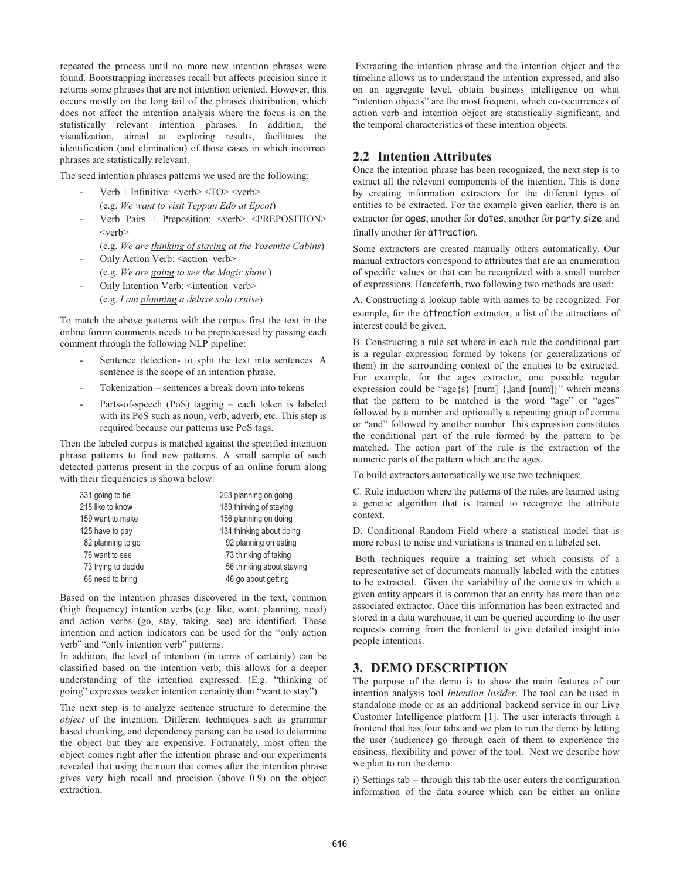repeated the process until no more new intention phrases were found. Bootstrapping increases recall but affects precision since it returns some phrases that are not intention oriented. However, this occurs mostly on the long tail of the phrases distribution, which does not affect the intention analysis where the focus is on the statistically relevant intention phrases. In addition, the visualization, aimed at exploring results, facilitates the identification (and elimination) of those cases in which incorrect phrases are statistically relevant.

The seed intention phrases patterns we used are the following:

- Verb + Infinitive: <verb> <TO> <verb>
  (e.g. *We <u>want to visit</u> Teppan Edo at Epcot*)
- Verb Pairs + Preposition: <verb> <PREPOSITION> <verb>
  (e.g. *We are <u>thinking of staying</u> at the Yosemite Cabins*)
- Only Action Verb: <action_verb>
  (e.g. *We are <u>going</u> to see the Magic show*.)
- Only Intention Verb: <intention_verb>
  (e.g. *I am <u>planning</u> a deluxe solo cruise*)

To match the above patterns with the corpus first the text in the online forum comments needs to be preprocessed by passing each comment through the following NLP pipeline:

- Sentence detection- to split the text into sentences. A sentence is the scope of an intention phrase.
- Tokenization – sentences a break down into tokens
- Parts-of-speech (PoS) tagging – each token is labeled with its PoS such as noun, verb, adverb, etc. This step is required because our patterns use PoS tags.

Then the labeled corpus is matched against the specified intention phrase patterns to find new patterns. A small sample of such detected patterns present in the corpus of an online forum along with their frequencies is shown below:

| | |
|---|---|
| 331 going to be | 203 planning on going |
| 218 like to know | 189 thinking of staying |
| 159 want to make | 156 planning on doing |
| 125 have to pay | 134 thinking about doing |
| 82 planning to go | 92 planning on eating |
| 76 want to see | 73 thinking of taking |
| 73 trying to decide | 56 thinking about staying |
| 66 need to bring | 46 go about getting |

Based on the intention phrases discovered in the text, common (high frequency) intention verbs (e.g. like, want, planning, need) and action verbs (go, stay, taking, see) are identified. These intention and action indicators can be used for the "only action verb" and "only intention verb" patterns.

In addition, the level of intention (in terms of certainty) can be classified based on the intention verb; this allows for a deeper understanding of the intention expressed. (E.g. "thinking of going" expresses weaker intention certainty than "want to stay").

The next step is to analyze sentence structure to determine the *object* of the intention. Different techniques such as grammar based chunking, and dependency parsing can be used to determine the object but they are expensive. Fortunately, most often the object comes right after the intention phrase and our experiments revealed that using the noun that comes after the intention phrase gives very high recall and precision (above 0.9) on the object extraction.

Extracting the intention phrase and the intention object and the timeline allows us to understand the intention expressed, and also on an aggregate level, obtain business intelligence on what "intention objects" are the most frequent, which co-occurrences of action verb and intention object are statistically significant, and the temporal characteristics of these intention objects.

## 2.2 Intention Attributes

Once the intention phrase has been recognized, the next step is to extract all the relevant components of the intention. This is done by creating information extractors for the different types of entities to be extracted. For the example given earlier, there is an extractor for ages, another for dates, another for party size and finally another for attraction.

Some extractors are created manually others automatically. Our manual extractors correspond to attributes that are an enumeration of specific values or that can be recognized with a small number of expressions. Henceforth, two following two methods are used:

A. Constructing a lookup table with names to be recognized. For example, for the attraction extractor, a list of the attractions of interest could be given.

B. Constructing a rule set where in each rule the conditional part is a regular expression formed by tokens (or generalizations of them) in the surrounding context of the entities to be extracted. For example, for the ages extractor, one possible regular expression could be "age{s} [num] {,|and [num]}" which means that the pattern to be matched is the word "age" or "ages" followed by a number and optionally a repeating group of comma or "and" followed by another number. This expression constitutes the conditional part of the rule formed by the pattern to be matched. The action part of the rule is the extraction of the numeric parts of the pattern which are the ages.

To build extractors automatically we use two techniques:

C. Rule induction where the patterns of the rules are learned using a genetic algorithm that is trained to recognize the attribute context.

D. Conditional Random Field where a statistical model that is more robust to noise and variations is trained on a labeled set.

Both techniques require a training set which consists of a representative set of documents manually labeled with the entities to be extracted. Given the variability of the contexts in which a given entity appears it is common that an entity has more than one associated extractor. Once this information has been extracted and stored in a data warehouse, it can be queried according to the user requests coming from the frontend to give detailed insight into people intentions.

# 3. DEMO DESCRIPTION

The purpose of the demo is to show the main features of our intention analysis tool *Intention Insider*. The tool can be used in standalone mode or as an additional backend service in our Live Customer Intelligence platform [1]. The user interacts through a frontend that has four tabs and we plan to run the demo by letting the user (audience) go through each of them to experience the easiness, flexibility and power of the tool. Next we describe how we plan to run the demo:

i) Settings tab – through this tab the user enters the configuration information of the data source which can be either an online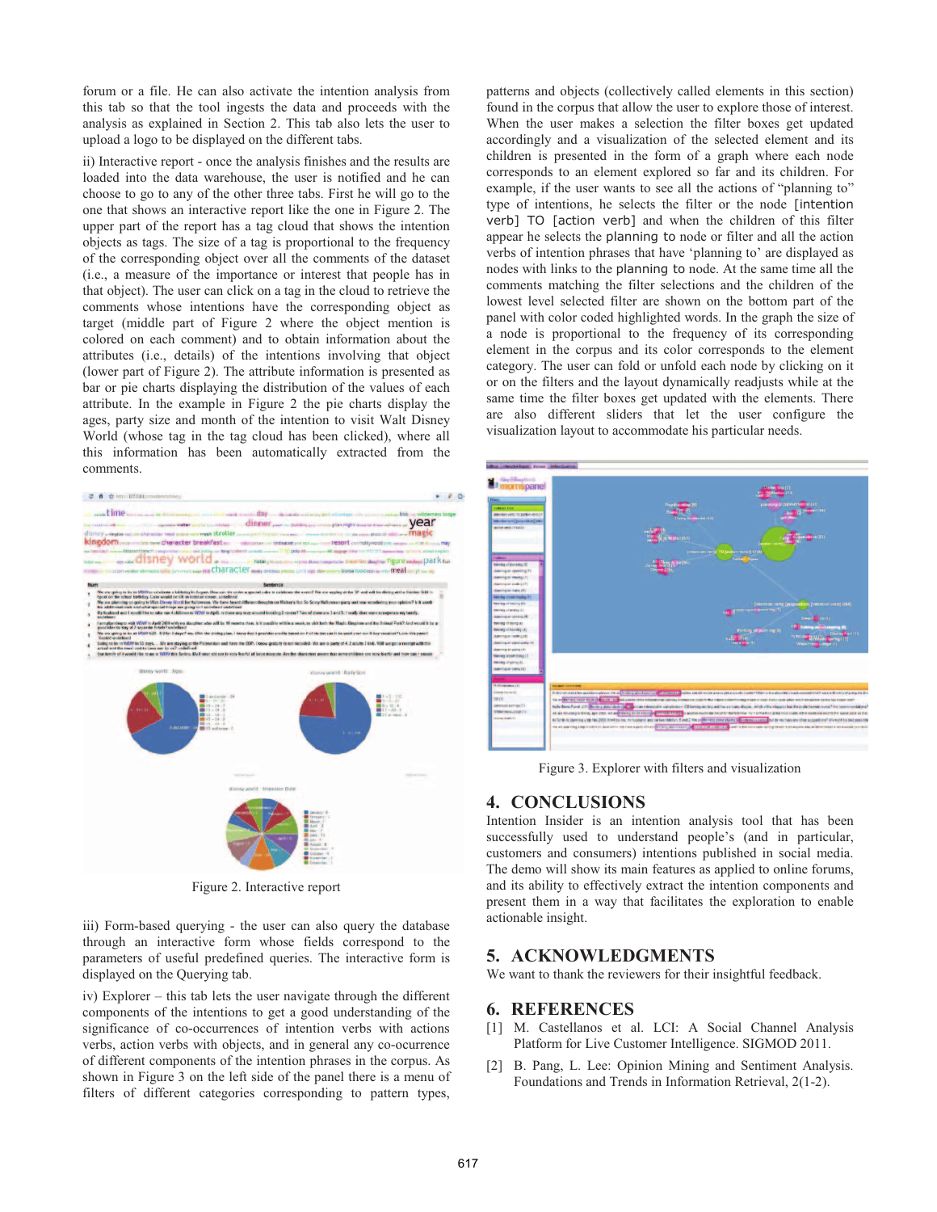forum or a file. He can also activate the intention analysis from this tab so that the tool ingests the data and proceeds with the analysis as explained in Section 2. This tab also lets the user to upload a logo to be displayed on the different tabs.

ii) Interactive report - once the analysis finishes and the results are loaded into the data warehouse, the user is notified and he can choose to go to any of the other three tabs. First he will go to the one that shows an interactive report like the one in Figure 2. The upper part of the report has a tag cloud that shows the intention objects as tags. The size of a tag is proportional to the frequency of the corresponding object over all the comments of the dataset (i.e., a measure of the importance or interest that people has in that object). The user can click on a tag in the cloud to retrieve the comments whose intentions have the corresponding object as target (middle part of Figure 2 where the object mention is colored on each comment) and to obtain information about the attributes (i.e., details) of the intentions involving that object (lower part of Figure 2). The attribute information is presented as bar or pie charts displaying the distribution of the values of each attribute. In the example in Figure 2 the pie charts display the ages, party size and month of the intention to visit Walt Disney World (whose tag in the tag cloud has been clicked), where all this information has been automatically extracted from the comments.

Figure 2. Interactive report

iii) Form-based querying - the user can also query the database through an interactive form whose fields correspond to the parameters of useful predefined queries. The interactive form is displayed on the Querying tab.

iv) Explorer – this tab lets the user navigate through the different components of the intentions to get a good understanding of the significance of co-occurrences of intention verbs with actions verbs, action verbs with objects, and in general any co-occurrence of different components of the intention phrases in the corpus. As shown in Figure 3 on the left side of the panel there is a menu of filters of different categories corresponding to pattern types, patterns and objects (collectively called elements in this section) found in the corpus that allow the user to explore those of interest. When the user makes a selection the filter boxes get updated accordingly and a visualization of the selected element and its children is presented in the form of a graph where each node corresponds to an element explored so far and its children. For example, if the user wants to see all the actions of "planning to" type of intentions, he selects the filter or the node [intention verb] TO [action verb] and when the children of this filter appear he selects the planning to node or filter and all the action verbs of intention phrases that have 'planning to' are displayed as nodes with links to the planning to node. At the same time all the comments matching the filter selections and the children of the lowest level selected filter are shown on the bottom part of the panel with color coded highlighted words. In the graph the size of a node is proportional to the frequency of its corresponding element in the corpus and its color corresponds to the element category. The user can fold or unfold each node by clicking on it or on the filters and the layout dynamically readjusts while at the same time the filter boxes get updated with the elements. There are also different sliders that let the user configure the visualization layout to accommodate his particular needs.

Figure 3. Explorer with filters and visualization

## 4. CONCLUSIONS

Intention Insider is an intention analysis tool that has been successfully used to understand people's (and in particular, customers and consumers) intentions published in social media. The demo will show its main features as applied to online forums, and its ability to effectively extract the intention components and present them in a way that facilitates the exploration to enable actionable insight.

## 5. ACKNOWLEDGMENTS

We want to thank the reviewers for their insightful feedback.

## 6. REFERENCES

[1] M. Castellanos et al. LCI: A Social Channel Analysis Platform for Live Customer Intelligence. SIGMOD 2011.

[2] B. Pang, L. Lee: Opinion Mining and Sentiment Analysis. Foundations and Trends in Information Retrieval, 2(1-2).